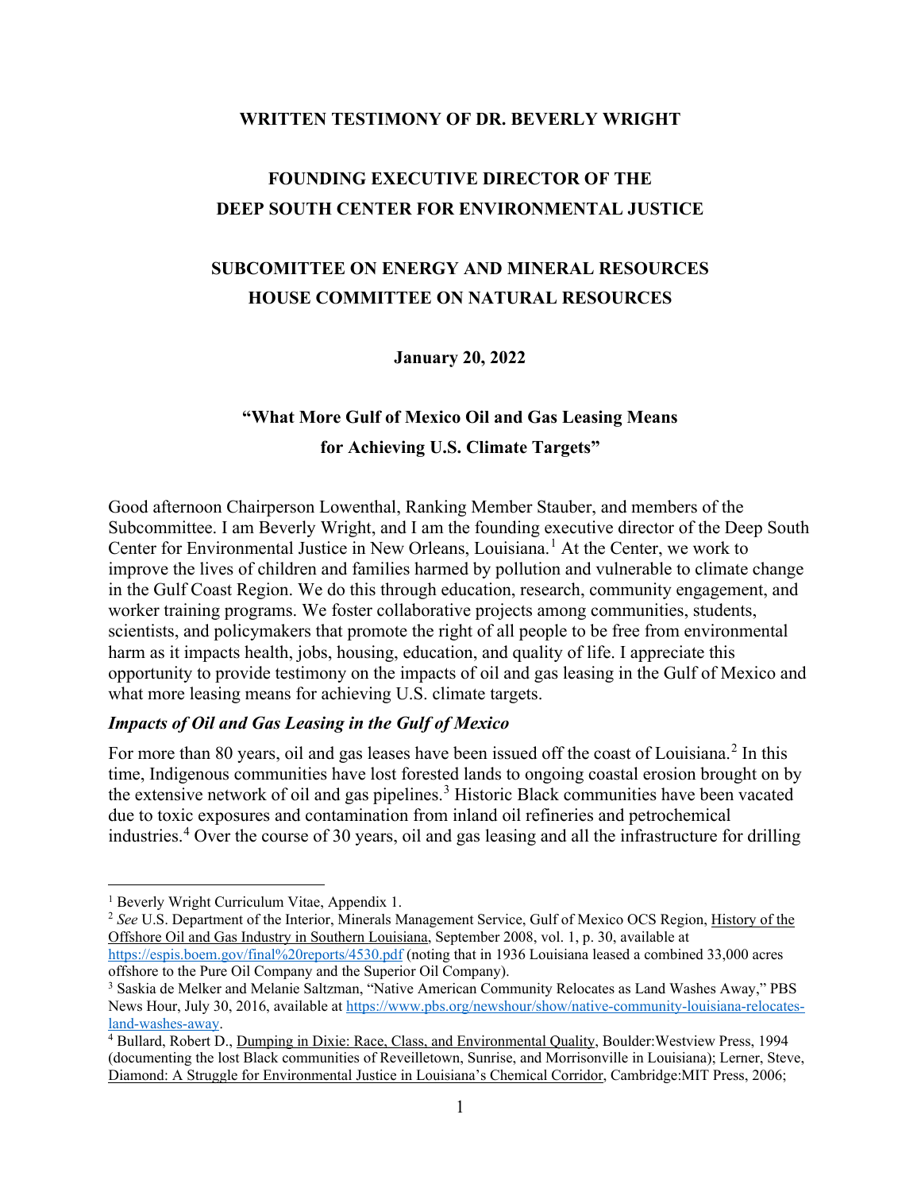**WRITTEN TESTIMONY OF DR. BEVERLY WRIGHT**

**FOUNDING EXECUTIVE DIRECTOR OF THE DEEP SOUTH CENTER FOR ENVIRONMENTAL JUSTICE**

**SUBCOMITTEE ON ENERGY AND MINERAL RESOURCES HOUSE COMMITTEE ON NATURAL RESOURCES**

**January 20, 2022**

**"What More Gulf of Mexico Oil and Gas Leasing Means for Achieving U.S. Climate Targets"**

Good afternoon Chairperson Lowenthal, Ranking Member Stauber, and members of the Subcommittee. I am Beverly Wright, and I am the founding executive director of the Deep South Center for Environmental Justice in New Orleans, Louisiana.[1] At the Center, we work to improve the lives of children and families harmed by pollution and vulnerable to climate change in the Gulf Coast Region. We do this through education, research, community engagement, and worker training programs. We foster collaborative projects among communities, students, scientists, and policymakers that promote the right of all people to be free from environmental harm as it impacts health, jobs, housing, education, and quality of life. I appreciate this opportunity to provide testimony on the impacts of oil and gas leasing in the Gulf of Mexico and what more leasing means for achieving U.S. climate targets.

***Impacts of Oil and Gas Leasing in the Gulf of Mexico***

For more than 80 years, oil and gas leases have been issued off the coast of Louisiana.[2] In this time, Indigenous communities have lost forested lands to ongoing coastal erosion brought on by the extensive network of oil and gas pipelines.[3] Historic Black communities have been vacated due to toxic exposures and contamination from inland oil refineries and petrochemical industries.[4] Over the course of 30 years, oil and gas leasing and all the infrastructure for drilling

---

[1] Beverly Wright Curriculum Vitae, Appendix 1.

[2] *See* U.S. Department of the Interior, Minerals Management Service, Gulf of Mexico OCS Region, History of the Offshore Oil and Gas Industry in Southern Louisiana, September 2008, vol. 1, p. 30, available at https://espis.boem.gov/final%20reports/4530.pdf (noting that in 1936 Louisiana leased a combined 33,000 acres offshore to the Pure Oil Company and the Superior Oil Company).

[3] Saskia de Melker and Melanie Saltzman, "Native American Community Relocates as Land Washes Away," PBS News Hour, July 30, 2016, available at https://www.pbs.org/newshour/show/native-community-louisiana-relocates-land-washes-away.

[4] Bullard, Robert D., Dumping in Dixie: Race, Class, and Environmental Quality, Boulder:Westview Press, 1994 (documenting the lost Black communities of Reveilletown, Sunrise, and Morrisonville in Louisiana); Lerner, Steve, Diamond: A Struggle for Environmental Justice in Louisiana's Chemical Corridor, Cambridge:MIT Press, 2006;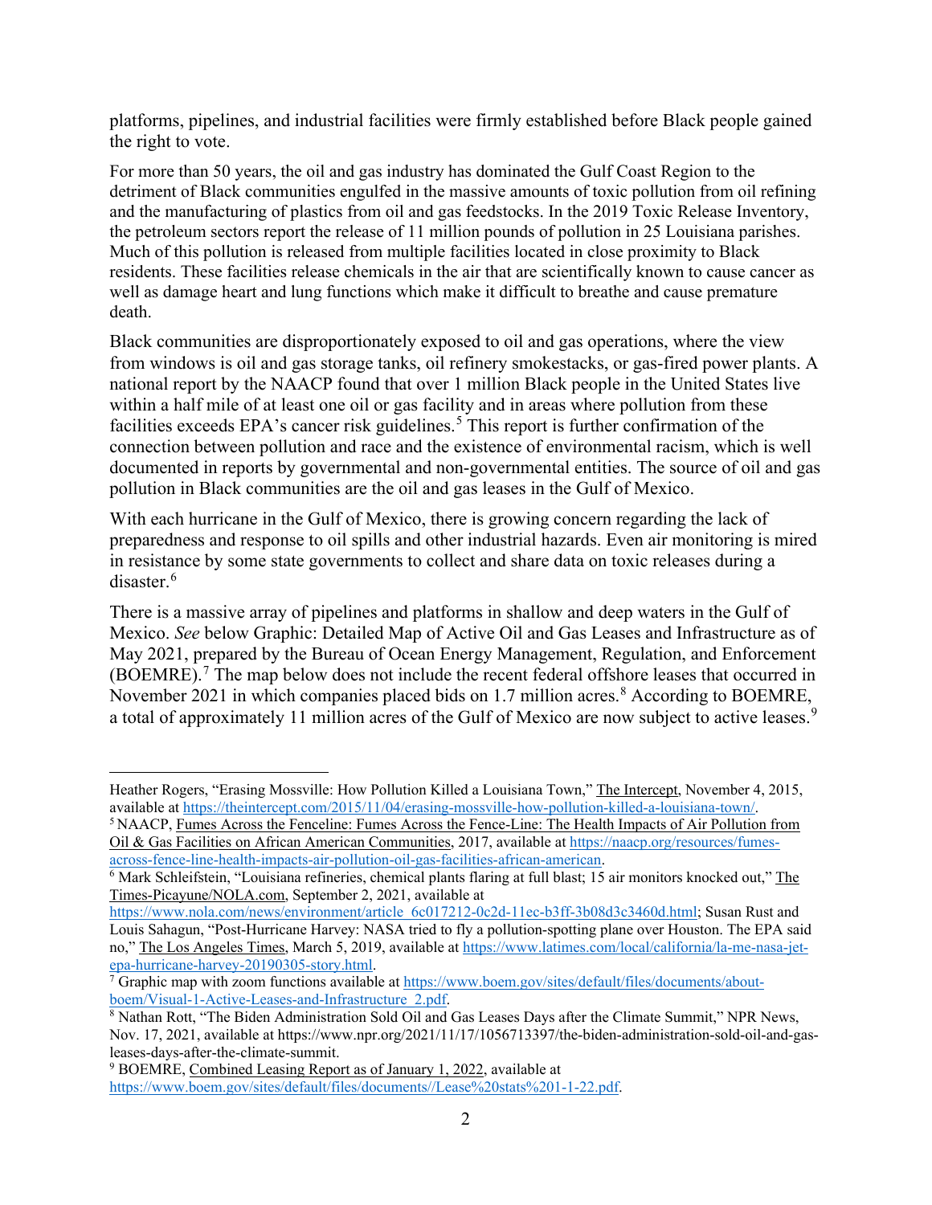platforms, pipelines, and industrial facilities were firmly established before Black people gained the right to vote.

For more than 50 years, the oil and gas industry has dominated the Gulf Coast Region to the detriment of Black communities engulfed in the massive amounts of toxic pollution from oil refining and the manufacturing of plastics from oil and gas feedstocks. In the 2019 Toxic Release Inventory, the petroleum sectors report the release of 11 million pounds of pollution in 25 Louisiana parishes. Much of this pollution is released from multiple facilities located in close proximity to Black residents. These facilities release chemicals in the air that are scientifically known to cause cancer as well as damage heart and lung functions which make it difficult to breathe and cause premature death.

Black communities are disproportionately exposed to oil and gas operations, where the view from windows is oil and gas storage tanks, oil refinery smokestacks, or gas-fired power plants. A national report by the NAACP found that over 1 million Black people in the United States live within a half mile of at least one oil or gas facility and in areas where pollution from these facilities exceeds EPA's cancer risk guidelines.[5] This report is further confirmation of the connection between pollution and race and the existence of environmental racism, which is well documented in reports by governmental and non-governmental entities. The source of oil and gas pollution in Black communities are the oil and gas leases in the Gulf of Mexico.

With each hurricane in the Gulf of Mexico, there is growing concern regarding the lack of preparedness and response to oil spills and other industrial hazards. Even air monitoring is mired in resistance by some state governments to collect and share data on toxic releases during a disaster.[6]

There is a massive array of pipelines and platforms in shallow and deep waters in the Gulf of Mexico. *See* below Graphic: Detailed Map of Active Oil and Gas Leases and Infrastructure as of May 2021, prepared by the Bureau of Ocean Energy Management, Regulation, and Enforcement (BOEMRE).[7] The map below does not include the recent federal offshore leases that occurred in November 2021 in which companies placed bids on 1.7 million acres.[8] According to BOEMRE, a total of approximately 11 million acres of the Gulf of Mexico are now subject to active leases.[9]

---

Heather Rogers, "Erasing Mossville: How Pollution Killed a Louisiana Town," The Intercept, November 4, 2015, available at https://theintercept.com/2015/11/04/erasing-mossville-how-pollution-killed-a-louisiana-town/.

[5] NAACP, Fumes Across the Fenceline: Fumes Across the Fence-Line: The Health Impacts of Air Pollution from Oil & Gas Facilities on African American Communities, 2017, available at https://naacp.org/resources/fumes-across-fence-line-health-impacts-air-pollution-oil-gas-facilities-african-american.

[6] Mark Schleifstein, "Louisiana refineries, chemical plants flaring at full blast; 15 air monitors knocked out," The Times-Picayune/NOLA.com, September 2, 2021, available at https://www.nola.com/news/environment/article_6c017212-0c2d-11ec-b3ff-3b08d3c3460d.html; Susan Rust and Louis Sahagun, "Post-Hurricane Harvey: NASA tried to fly a pollution-spotting plane over Houston. The EPA said no," The Los Angeles Times, March 5, 2019, available at https://www.latimes.com/local/california/la-me-nasa-jet-epa-hurricane-harvey-20190305-story.html.

[7] Graphic map with zoom functions available at https://www.boem.gov/sites/default/files/documents/about-boem/Visual-1-Active-Leases-and-Infrastructure_2.pdf.

[8] Nathan Rott, "The Biden Administration Sold Oil and Gas Leases Days after the Climate Summit," NPR News, Nov. 17, 2021, available at https://www.npr.org/2021/11/17/1056713397/the-biden-administration-sold-oil-and-gas-leases-days-after-the-climate-summit.

[9] BOEMRE, Combined Leasing Report as of January 1, 2022, available at https://www.boem.gov/sites/default/files/documents//Lease%20stats%201-1-22.pdf.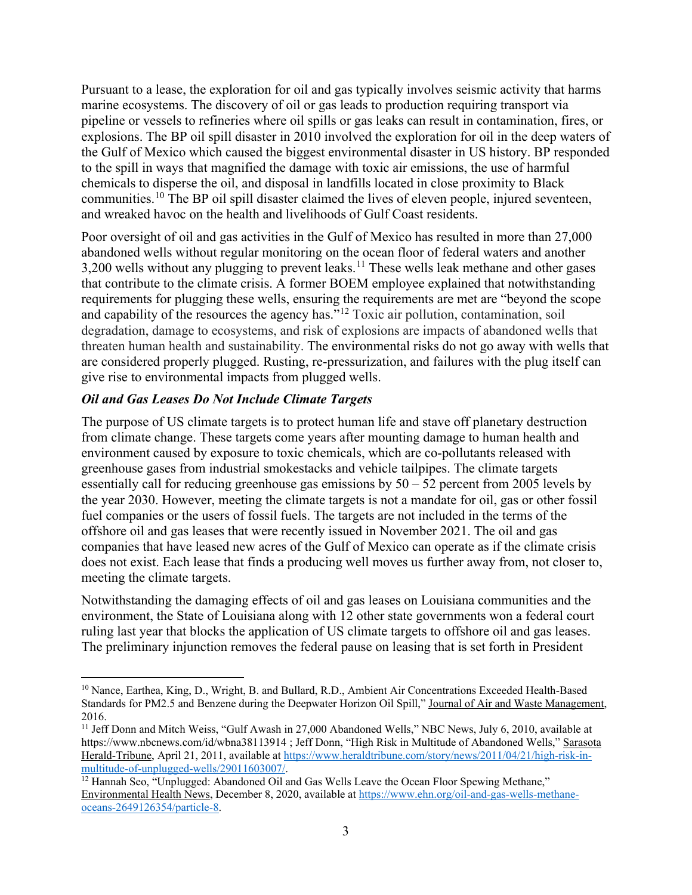Pursuant to a lease, the exploration for oil and gas typically involves seismic activity that harms marine ecosystems. The discovery of oil or gas leads to production requiring transport via pipeline or vessels to refineries where oil spills or gas leaks can result in contamination, fires, or explosions. The BP oil spill disaster in 2010 involved the exploration for oil in the deep waters of the Gulf of Mexico which caused the biggest environmental disaster in US history. BP responded to the spill in ways that magnified the damage with toxic air emissions, the use of harmful chemicals to disperse the oil, and disposal in landfills located in close proximity to Black communities.[10] The BP oil spill disaster claimed the lives of eleven people, injured seventeen, and wreaked havoc on the health and livelihoods of Gulf Coast residents.

Poor oversight of oil and gas activities in the Gulf of Mexico has resulted in more than 27,000 abandoned wells without regular monitoring on the ocean floor of federal waters and another 3,200 wells without any plugging to prevent leaks.[11] These wells leak methane and other gases that contribute to the climate crisis. A former BOEM employee explained that notwithstanding requirements for plugging these wells, ensuring the requirements are met are "beyond the scope and capability of the resources the agency has."[12] Toxic air pollution, contamination, soil degradation, damage to ecosystems, and risk of explosions are impacts of abandoned wells that threaten human health and sustainability. The environmental risks do not go away with wells that are considered properly plugged. Rusting, re-pressurization, and failures with the plug itself can give rise to environmental impacts from plugged wells.

***Oil and Gas Leases Do Not Include Climate Targets***

The purpose of US climate targets is to protect human life and stave off planetary destruction from climate change. These targets come years after mounting damage to human health and environment caused by exposure to toxic chemicals, which are co-pollutants released with greenhouse gases from industrial smokestacks and vehicle tailpipes. The climate targets essentially call for reducing greenhouse gas emissions by 50 – 52 percent from 2005 levels by the year 2030. However, meeting the climate targets is not a mandate for oil, gas or other fossil fuel companies or the users of fossil fuels. The targets are not included in the terms of the offshore oil and gas leases that were recently issued in November 2021. The oil and gas companies that have leased new acres of the Gulf of Mexico can operate as if the climate crisis does not exist. Each lease that finds a producing well moves us further away from, not closer to, meeting the climate targets.

Notwithstanding the damaging effects of oil and gas leases on Louisiana communities and the environment, the State of Louisiana along with 12 other state governments won a federal court ruling last year that blocks the application of US climate targets to offshore oil and gas leases. The preliminary injunction removes the federal pause on leasing that is set forth in President

---

[10] Nance, Earthea, King, D., Wright, B. and Bullard, R.D., Ambient Air Concentrations Exceeded Health-Based Standards for PM2.5 and Benzene during the Deepwater Horizon Oil Spill," Journal of Air and Waste Management, 2016.

[11] Jeff Donn and Mitch Weiss, "Gulf Awash in 27,000 Abandoned Wells," NBC News, July 6, 2010, available at https://www.nbcnews.com/id/wbna38113914 ; Jeff Donn, "High Risk in Multitude of Abandoned Wells," Sarasota Herald-Tribune, April 21, 2011, available at https://www.heraldtribune.com/story/news/2011/04/21/high-risk-in-multitude-of-unplugged-wells/29011603007/.

[12] Hannah Seo, "Unplugged: Abandoned Oil and Gas Wells Leave the Ocean Floor Spewing Methane," Environmental Health News, December 8, 2020, available at https://www.ehn.org/oil-and-gas-wells-methane-oceans-2649126354/particle-8.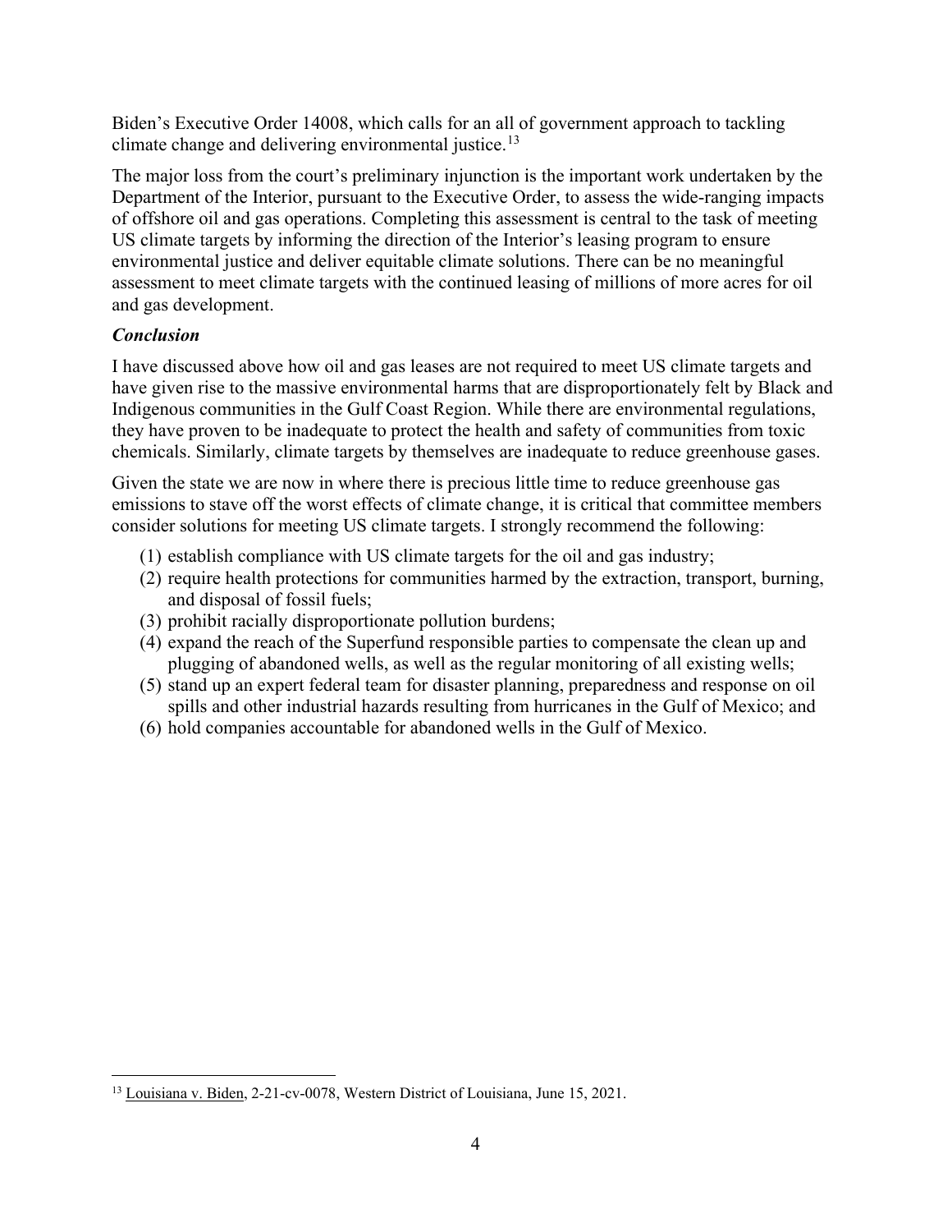Biden's Executive Order 14008, which calls for an all of government approach to tackling climate change and delivering environmental justice.[13]

The major loss from the court's preliminary injunction is the important work undertaken by the Department of the Interior, pursuant to the Executive Order, to assess the wide-ranging impacts of offshore oil and gas operations. Completing this assessment is central to the task of meeting US climate targets by informing the direction of the Interior's leasing program to ensure environmental justice and deliver equitable climate solutions. There can be no meaningful assessment to meet climate targets with the continued leasing of millions of more acres for oil and gas development.

***Conclusion***

I have discussed above how oil and gas leases are not required to meet US climate targets and have given rise to the massive environmental harms that are disproportionately felt by Black and Indigenous communities in the Gulf Coast Region. While there are environmental regulations, they have proven to be inadequate to protect the health and safety of communities from toxic chemicals. Similarly, climate targets by themselves are inadequate to reduce greenhouse gases.

Given the state we are now in where there is precious little time to reduce greenhouse gas emissions to stave off the worst effects of climate change, it is critical that committee members consider solutions for meeting US climate targets. I strongly recommend the following:

(1) establish compliance with US climate targets for the oil and gas industry;
(2) require health protections for communities harmed by the extraction, transport, burning, and disposal of fossil fuels;
(3) prohibit racially disproportionate pollution burdens;
(4) expand the reach of the Superfund responsible parties to compensate the clean up and plugging of abandoned wells, as well as the regular monitoring of all existing wells;
(5) stand up an expert federal team for disaster planning, preparedness and response on oil spills and other industrial hazards resulting from hurricanes in the Gulf of Mexico; and
(6) hold companies accountable for abandoned wells in the Gulf of Mexico.

---

[13] Louisiana v. Biden, 2-21-cv-0078, Western District of Louisiana, June 15, 2021.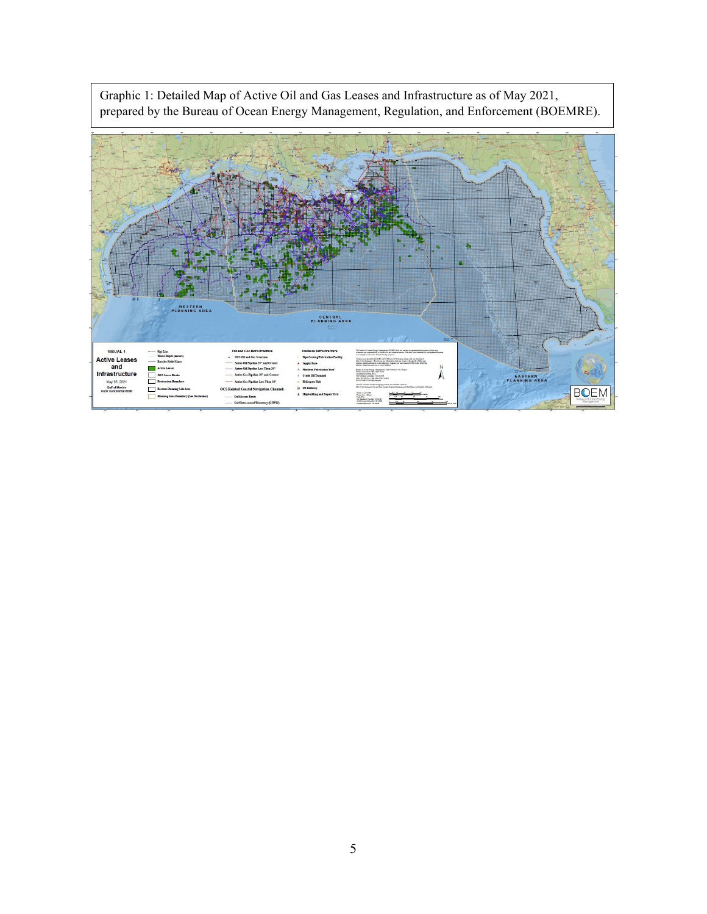Graphic 1: Detailed Map of Active Oil and Gas Leases and Infrastructure as of May 2021, prepared by the Bureau of Ocean Energy Management, Regulation, and Enforcement (BOEMRE).

WESTERN PLANNING AREA

CENTRAL PLANNING AREA

EASTERN PLANNING AREA

VISUAL 1

Active Leases and Infrastructure

May 05, 2021

Gulf of Mexico Outer Continental Shelf

Sigi Line

Water Depth (meters)

Royalty Relief Lines

Active Leases

OCS Lease Blocks

Protraction Boundary

Eastern Planning Sale Area

Planning Area Boundary (See Disclaimer)

Oil and Gas Infrastructure

OCS Oil and Gas Structure

Active Oil Pipeline 20" and Greater

Active Oil Pipeline Less Than 20"

Active Gas Pipeline 20" and Greater

Active Gas Pipeline Less Than 20"

OCS Related Coastal Navigation Channels

Gulf Access Route

Gulf Intracoastal Waterway (GIWW)

Onshore Infrastructure

Pipe Coating/Fabrication Facility

Supply Base

Platform Fabrication Yard

Crude Oil Terminal

Helicopter Hub

Oil Refinery

Shipbuilding and Repair Yard

BOEM Bureau of Ocean Energy Management